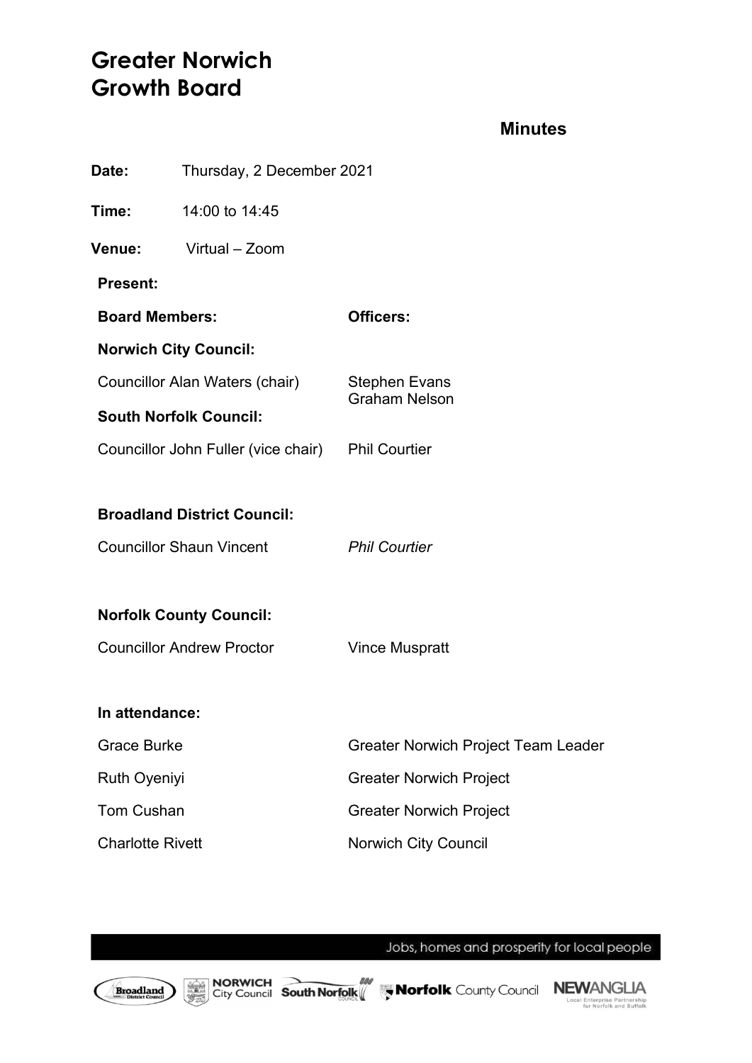# Greater Norwich Growth Board

## Minutes

**Date:** Thursday, 2 December 2021

**Time:** 14:00 to 14:45

**Venue:** Virtual – Zoom

**Present:**

| **Board Members:** | **Officers:** |
|---|---|
| **Norwich City Council:** | |
| Councillor Alan Waters (chair) | Stephen Evans<br>Graham Nelson |
| **South Norfolk Council:** | |
| Councillor John Fuller (vice chair) | Phil Courtier |
| **Broadland District Council:** | |
| Councillor Shaun Vincent | *Phil Courtier* |
| **Norfolk County Council:** | |
| Councillor Andrew Proctor | Vince Muspratt |

**In attendance:**

| | |
|---|---|
| Grace Burke | Greater Norwich Project Team Leader |
| Ruth Oyeniyi | Greater Norwich Project |
| Tom Cushan | Greater Norwich Project |
| Charlotte Rivett | Norwich City Council |

Jobs, homes and prosperity for local people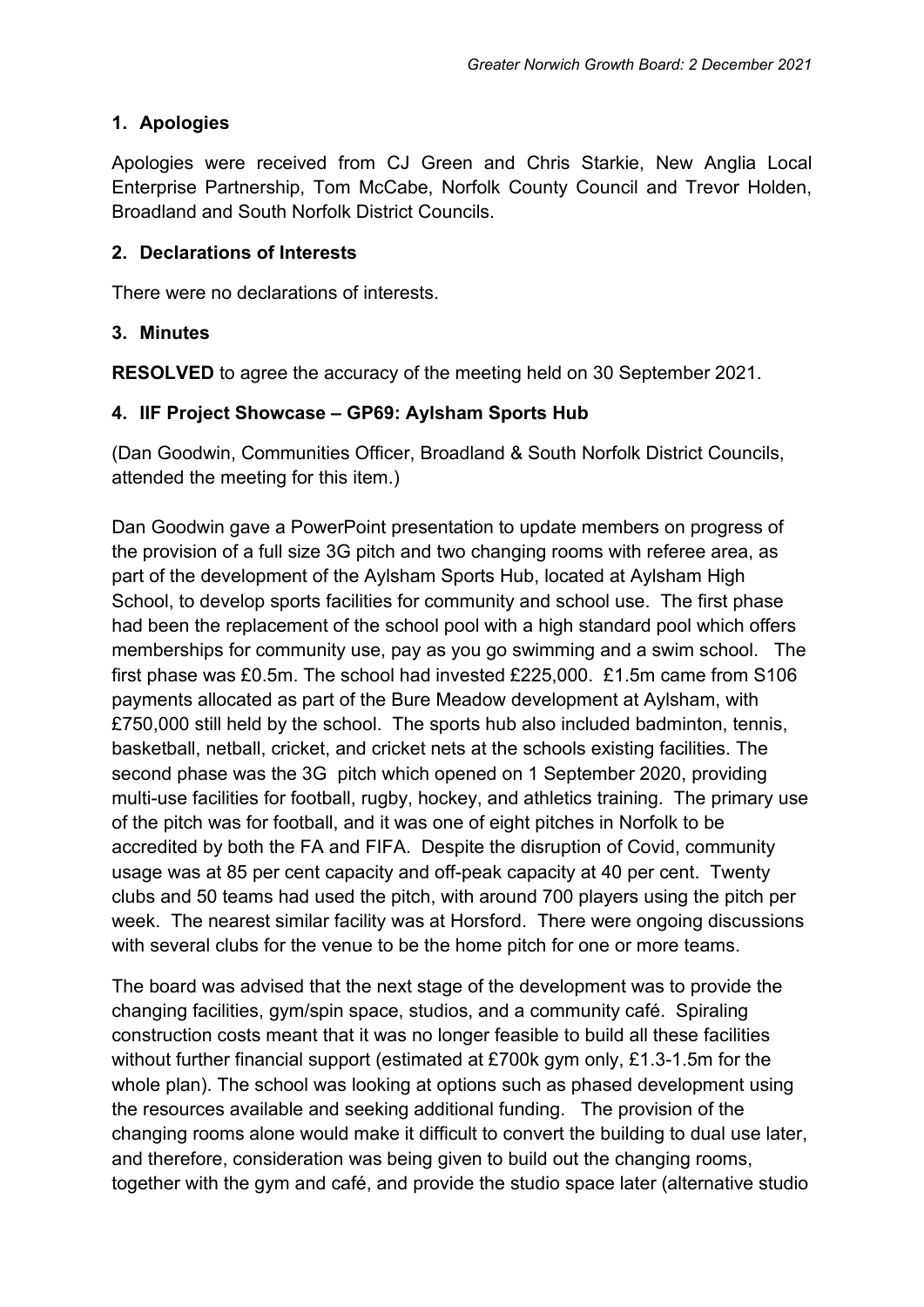## 1. Apologies

Apologies were received from CJ Green and Chris Starkie, New Anglia Local Enterprise Partnership, Tom McCabe, Norfolk County Council and Trevor Holden, Broadland and South Norfolk District Councils.

## 2. Declarations of Interests

There were no declarations of interests.

## 3. Minutes

**RESOLVED** to agree the accuracy of the meeting held on 30 September 2021.

## 4. IIF Project Showcase – GP69: Aylsham Sports Hub

(Dan Goodwin, Communities Officer, Broadland & South Norfolk District Councils, attended the meeting for this item.)

Dan Goodwin gave a PowerPoint presentation to update members on progress of the provision of a full size 3G pitch and two changing rooms with referee area, as part of the development of the Aylsham Sports Hub, located at Aylsham High School, to develop sports facilities for community and school use. The first phase had been the replacement of the school pool with a high standard pool which offers memberships for community use, pay as you go swimming and a swim school. The first phase was £0.5m. The school had invested £225,000. £1.5m came from S106 payments allocated as part of the Bure Meadow development at Aylsham, with £750,000 still held by the school. The sports hub also included badminton, tennis, basketball, netball, cricket, and cricket nets at the schools existing facilities. The second phase was the 3G pitch which opened on 1 September 2020, providing multi-use facilities for football, rugby, hockey, and athletics training. The primary use of the pitch was for football, and it was one of eight pitches in Norfolk to be accredited by both the FA and FIFA. Despite the disruption of Covid, community usage was at 85 per cent capacity and off-peak capacity at 40 per cent. Twenty clubs and 50 teams had used the pitch, with around 700 players using the pitch per week. The nearest similar facility was at Horsford. There were ongoing discussions with several clubs for the venue to be the home pitch for one or more teams.

The board was advised that the next stage of the development was to provide the changing facilities, gym/spin space, studios, and a community café. Spiraling construction costs meant that it was no longer feasible to build all these facilities without further financial support (estimated at £700k gym only, £1.3-1.5m for the whole plan). The school was looking at options such as phased development using the resources available and seeking additional funding. The provision of the changing rooms alone would make it difficult to convert the building to dual use later, and therefore, consideration was being given to build out the changing rooms, together with the gym and café, and provide the studio space later (alternative studio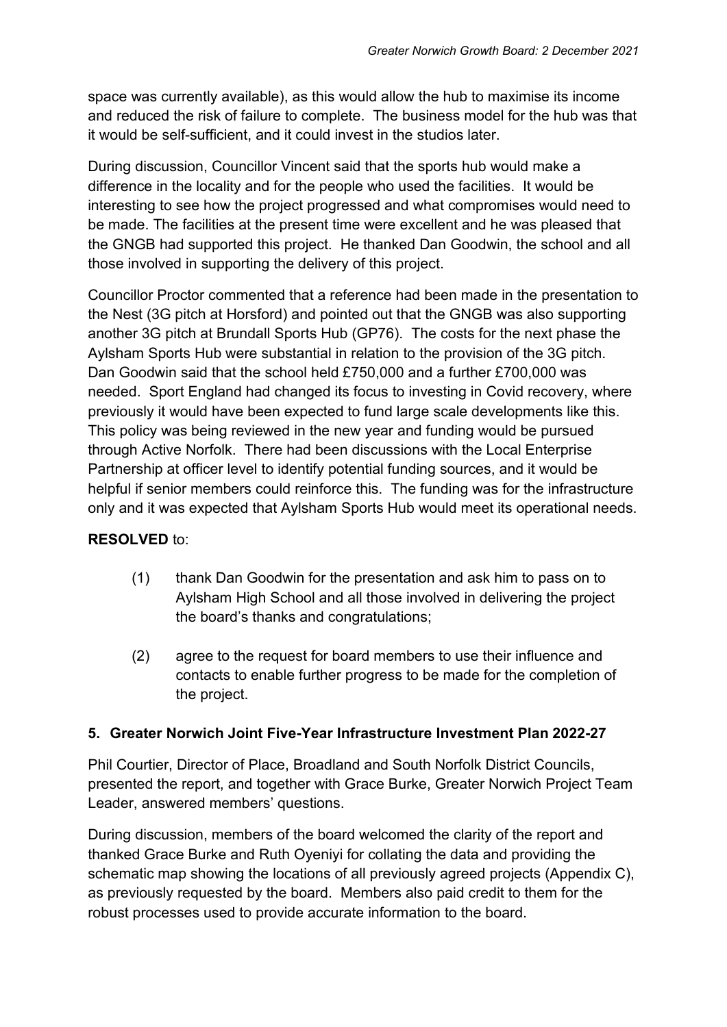space was currently available), as this would allow the hub to maximise its income and reduced the risk of failure to complete. The business model for the hub was that it would be self-sufficient, and it could invest in the studios later.

During discussion, Councillor Vincent said that the sports hub would make a difference in the locality and for the people who used the facilities. It would be interesting to see how the project progressed and what compromises would need to be made. The facilities at the present time were excellent and he was pleased that the GNGB had supported this project. He thanked Dan Goodwin, the school and all those involved in supporting the delivery of this project.

Councillor Proctor commented that a reference had been made in the presentation to the Nest (3G pitch at Horsford) and pointed out that the GNGB was also supporting another 3G pitch at Brundall Sports Hub (GP76). The costs for the next phase the Aylsham Sports Hub were substantial in relation to the provision of the 3G pitch. Dan Goodwin said that the school held £750,000 and a further £700,000 was needed. Sport England had changed its focus to investing in Covid recovery, where previously it would have been expected to fund large scale developments like this. This policy was being reviewed in the new year and funding would be pursued through Active Norfolk. There had been discussions with the Local Enterprise Partnership at officer level to identify potential funding sources, and it would be helpful if senior members could reinforce this. The funding was for the infrastructure only and it was expected that Aylsham Sports Hub would meet its operational needs.

**RESOLVED** to:

(1) thank Dan Goodwin for the presentation and ask him to pass on to Aylsham High School and all those involved in delivering the project the board's thanks and congratulations;

(2) agree to the request for board members to use their influence and contacts to enable further progress to be made for the completion of the project.

## 5. Greater Norwich Joint Five-Year Infrastructure Investment Plan 2022-27

Phil Courtier, Director of Place, Broadland and South Norfolk District Councils, presented the report, and together with Grace Burke, Greater Norwich Project Team Leader, answered members' questions.

During discussion, members of the board welcomed the clarity of the report and thanked Grace Burke and Ruth Oyeniyi for collating the data and providing the schematic map showing the locations of all previously agreed projects (Appendix C), as previously requested by the board. Members also paid credit to them for the robust processes used to provide accurate information to the board.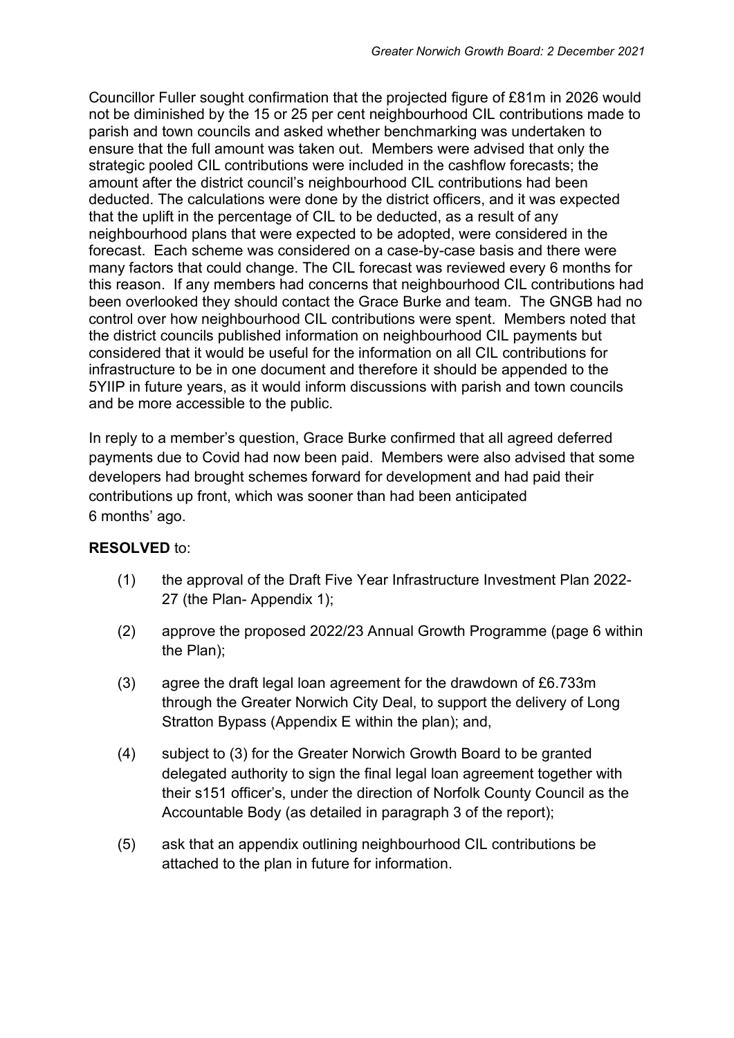Councillor Fuller sought confirmation that the projected figure of £81m in 2026 would not be diminished by the 15 or 25 per cent neighbourhood CIL contributions made to parish and town councils and asked whether benchmarking was undertaken to ensure that the full amount was taken out. Members were advised that only the strategic pooled CIL contributions were included in the cashflow forecasts; the amount after the district council's neighbourhood CIL contributions had been deducted. The calculations were done by the district officers, and it was expected that the uplift in the percentage of CIL to be deducted, as a result of any neighbourhood plans that were expected to be adopted, were considered in the forecast. Each scheme was considered on a case-by-case basis and there were many factors that could change. The CIL forecast was reviewed every 6 months for this reason. If any members had concerns that neighbourhood CIL contributions had been overlooked they should contact the Grace Burke and team. The GNGB had no control over how neighbourhood CIL contributions were spent. Members noted that the district councils published information on neighbourhood CIL payments but considered that it would be useful for the information on all CIL contributions for infrastructure to be in one document and therefore it should be appended to the 5YIIP in future years, as it would inform discussions with parish and town councils and be more accessible to the public.

In reply to a member's question, Grace Burke confirmed that all agreed deferred payments due to Covid had now been paid. Members were also advised that some developers had brought schemes forward for development and had paid their contributions up front, which was sooner than had been anticipated 6 months' ago.

**RESOLVED** to:

(1) the approval of the Draft Five Year Infrastructure Investment Plan 2022-27 (the Plan- Appendix 1);

(2) approve the proposed 2022/23 Annual Growth Programme (page 6 within the Plan);

(3) agree the draft legal loan agreement for the drawdown of £6.733m through the Greater Norwich City Deal, to support the delivery of Long Stratton Bypass (Appendix E within the plan); and,

(4) subject to (3) for the Greater Norwich Growth Board to be granted delegated authority to sign the final legal loan agreement together with their s151 officer's, under the direction of Norfolk County Council as the Accountable Body (as detailed in paragraph 3 of the report);

(5) ask that an appendix outlining neighbourhood CIL contributions be attached to the plan in future for information.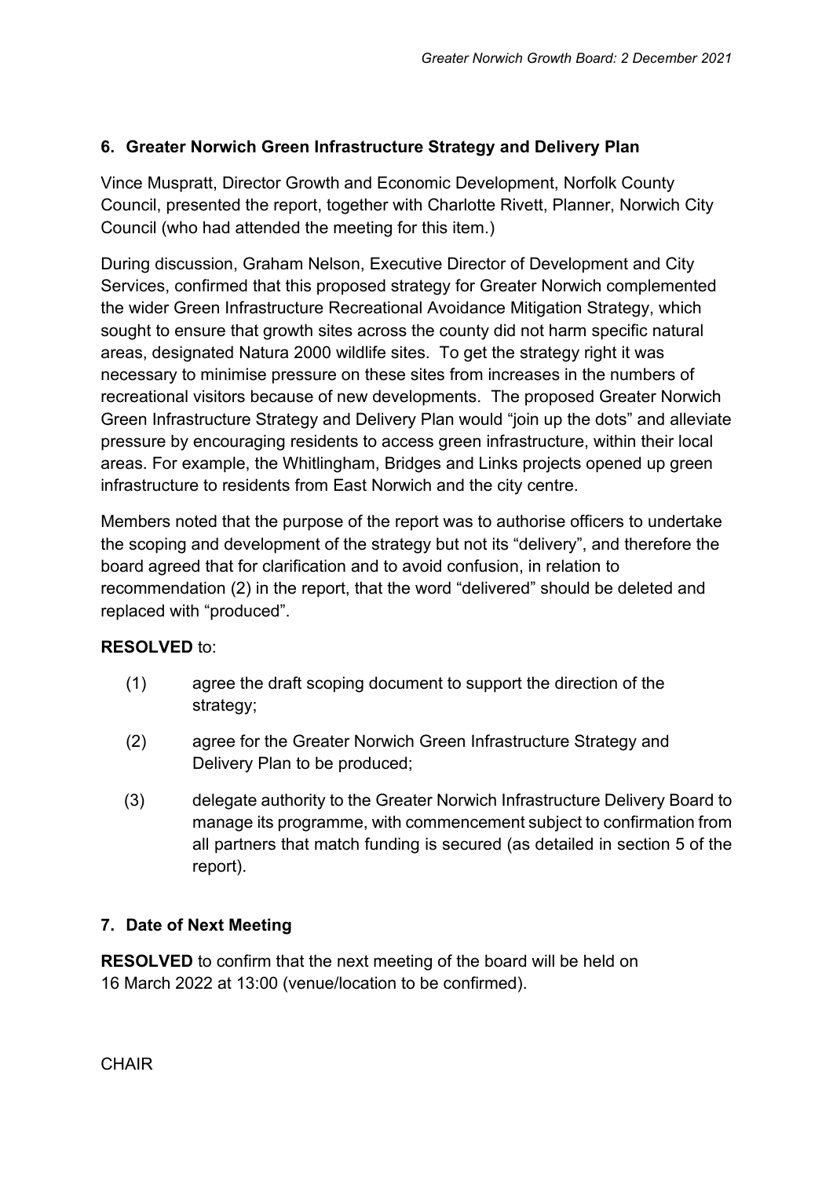## 6. Greater Norwich Green Infrastructure Strategy and Delivery Plan

Vince Muspratt, Director Growth and Economic Development, Norfolk County Council, presented the report, together with Charlotte Rivett, Planner, Norwich City Council (who had attended the meeting for this item.)

During discussion, Graham Nelson, Executive Director of Development and City Services, confirmed that this proposed strategy for Greater Norwich complemented the wider Green Infrastructure Recreational Avoidance Mitigation Strategy, which sought to ensure that growth sites across the county did not harm specific natural areas, designated Natura 2000 wildlife sites. To get the strategy right it was necessary to minimise pressure on these sites from increases in the numbers of recreational visitors because of new developments. The proposed Greater Norwich Green Infrastructure Strategy and Delivery Plan would "join up the dots" and alleviate pressure by encouraging residents to access green infrastructure, within their local areas. For example, the Whitlingham, Bridges and Links projects opened up green infrastructure to residents from East Norwich and the city centre.

Members noted that the purpose of the report was to authorise officers to undertake the scoping and development of the strategy but not its "delivery", and therefore the board agreed that for clarification and to avoid confusion, in relation to recommendation (2) in the report, that the word "delivered" should be deleted and replaced with "produced".

**RESOLVED** to:

(1) agree the draft scoping document to support the direction of the strategy;

(2) agree for the Greater Norwich Green Infrastructure Strategy and Delivery Plan to be produced;

(3) delegate authority to the Greater Norwich Infrastructure Delivery Board to manage its programme, with commencement subject to confirmation from all partners that match funding is secured (as detailed in section 5 of the report).

## 7. Date of Next Meeting

**RESOLVED** to confirm that the next meeting of the board will be held on 16 March 2022 at 13:00 (venue/location to be confirmed).

CHAIR